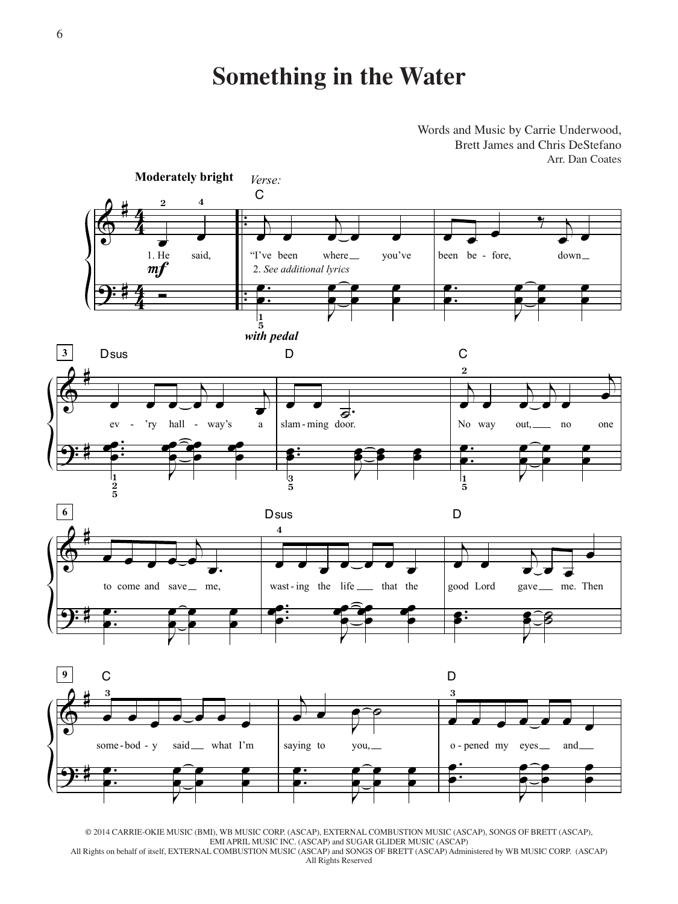# Something in the Water

Words and Music by Carrie Underwood,
Brett James and Chris DeStefano
Arr. Dan Coates

© 2014 CARRIE-OKIE MUSIC (BMI), WB MUSIC CORP. (ASCAP), EXTERNAL COMBUSTION MUSIC (ASCAP), SONGS OF BRETT (ASCAP),
EMI APRIL MUSIC INC. (ASCAP) and SUGAR GLIDER MUSIC (ASCAP)
All Rights on behalf of itself, EXTERNAL COMBUSTION MUSIC (ASCAP) and SONGS OF BRETT (ASCAP) Administered by WB MUSIC CORP. (ASCAP)
All Rights Reserved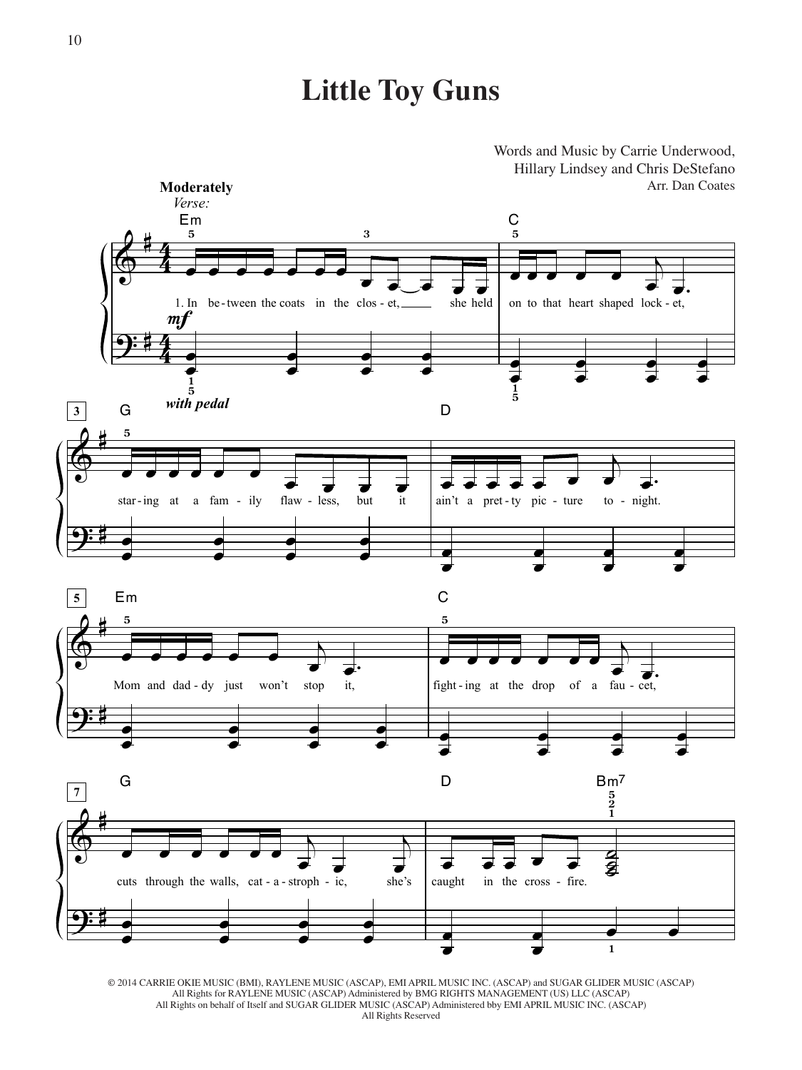# Little Toy Guns

Words and Music by Carrie Underwood,
Hillary Lindsey and Chris DeStefano
Arr. Dan Coates

**Moderately**
*Verse:*

Em C
1. In be-tween the coats in the clos-et, she held on to that heart shaped lock-et,

*mf*
*with pedal*

G D
star-ing at a fam-ily flaw-less, but it ain't a pret-ty pic-ture to-night.

Em C
Mom and dad-dy just won't stop it, fight-ing at the drop of a fau-cet,

G D Bm7
cuts through the walls, cat-a-stroph-ic, she's caught in the cross-fire.

© 2014 CARRIE OKIE MUSIC (BMI), RAYLENE MUSIC (ASCAP), EMI APRIL MUSIC INC. (ASCAP) and SUGAR GLIDER MUSIC (ASCAP)
All Rights for RAYLENE MUSIC (ASCAP) Administered by BMG RIGHTS MANAGEMENT (US) LLC (ASCAP)
All Rights on behalf of Itself and SUGAR GLIDER MUSIC (ASCAP) Administered bby EMI APRIL MUSIC INC. (ASCAP)
All Rights Reserved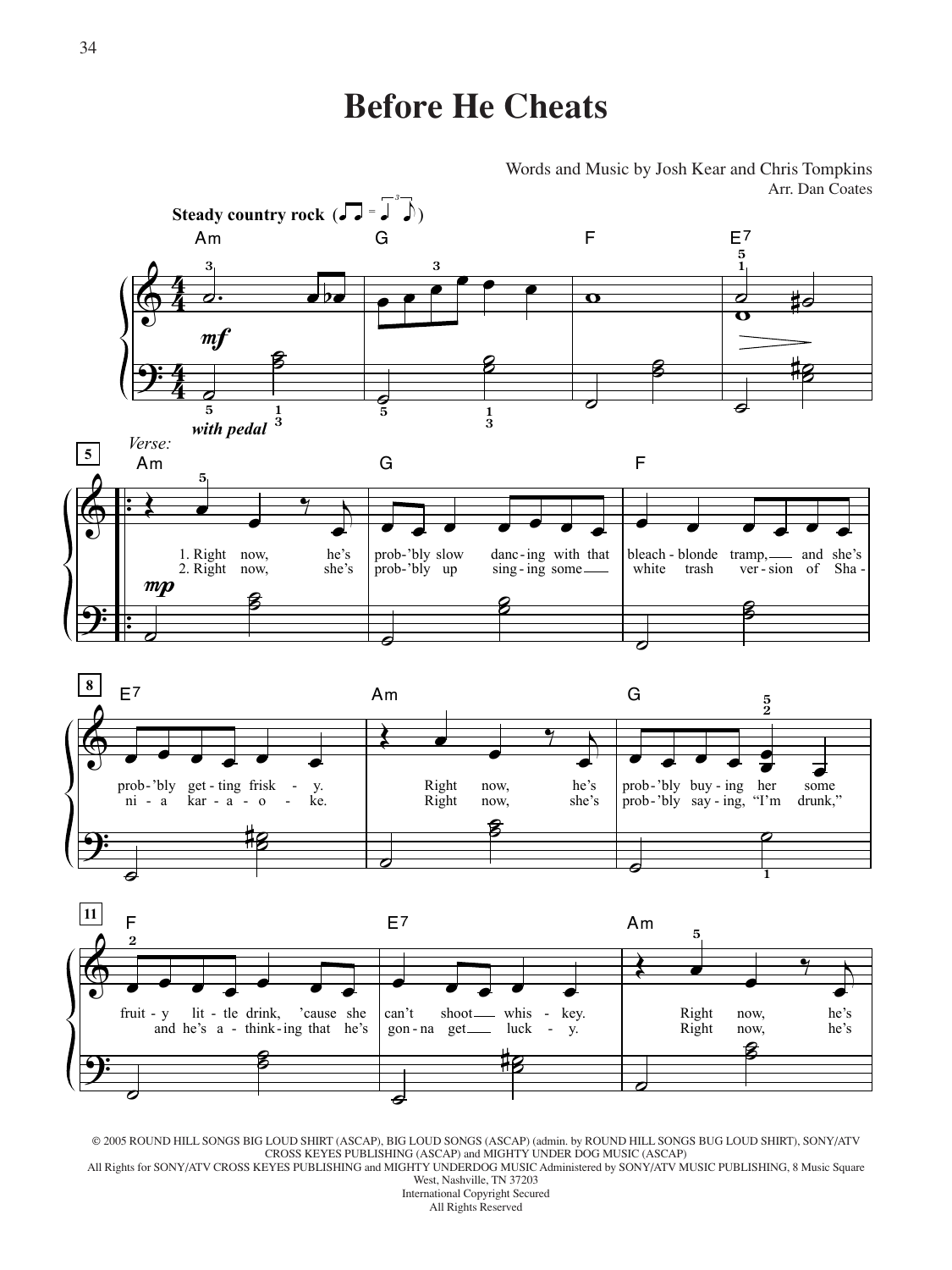# Before He Cheats

Words and Music by Josh Kear and Chris Tompkins
Arr. Dan Coates

**Steady country rock**

Am G F E7

*with pedal*

*Verse:*

Am G F E7 Am G F E7 Am

1. Right now, he's prob-'bly slow danc-ing with that bleach-blonde tramp, and she's prob-'bly get-ting frisk-y. Right now, he's prob-'bly buy-ing her some fruit-y lit-tle drink, 'cause she can't shoot whis-key. Right now, he's

2. Right now, she's prob-'bly up sing-ing some white trash ver-sion of Sha-ni-a kar-a-o-ke. Right now, she's prob-'bly say-ing, "I'm drunk," and he's a-think-ing that he's gon-na get luck-y. Right now, he's

© 2005 ROUND HILL SONGS BIG LOUD SHIRT (ASCAP), BIG LOUD SONGS (ASCAP) (admin. by ROUND HILL SONGS BUG LOUD SHIRT), SONY/ATV CROSS KEYES PUBLISHING (ASCAP) and MIGHTY UNDER DOG MUSIC (ASCAP)
All Rights for SONY/ATV CROSS KEYES PUBLISHING and MIGHTY UNDERDOG MUSIC Administered by SONY/ATV MUSIC PUBLISHING, 8 Music Square West, Nashville, TN 37203
International Copyright Secured
All Rights Reserved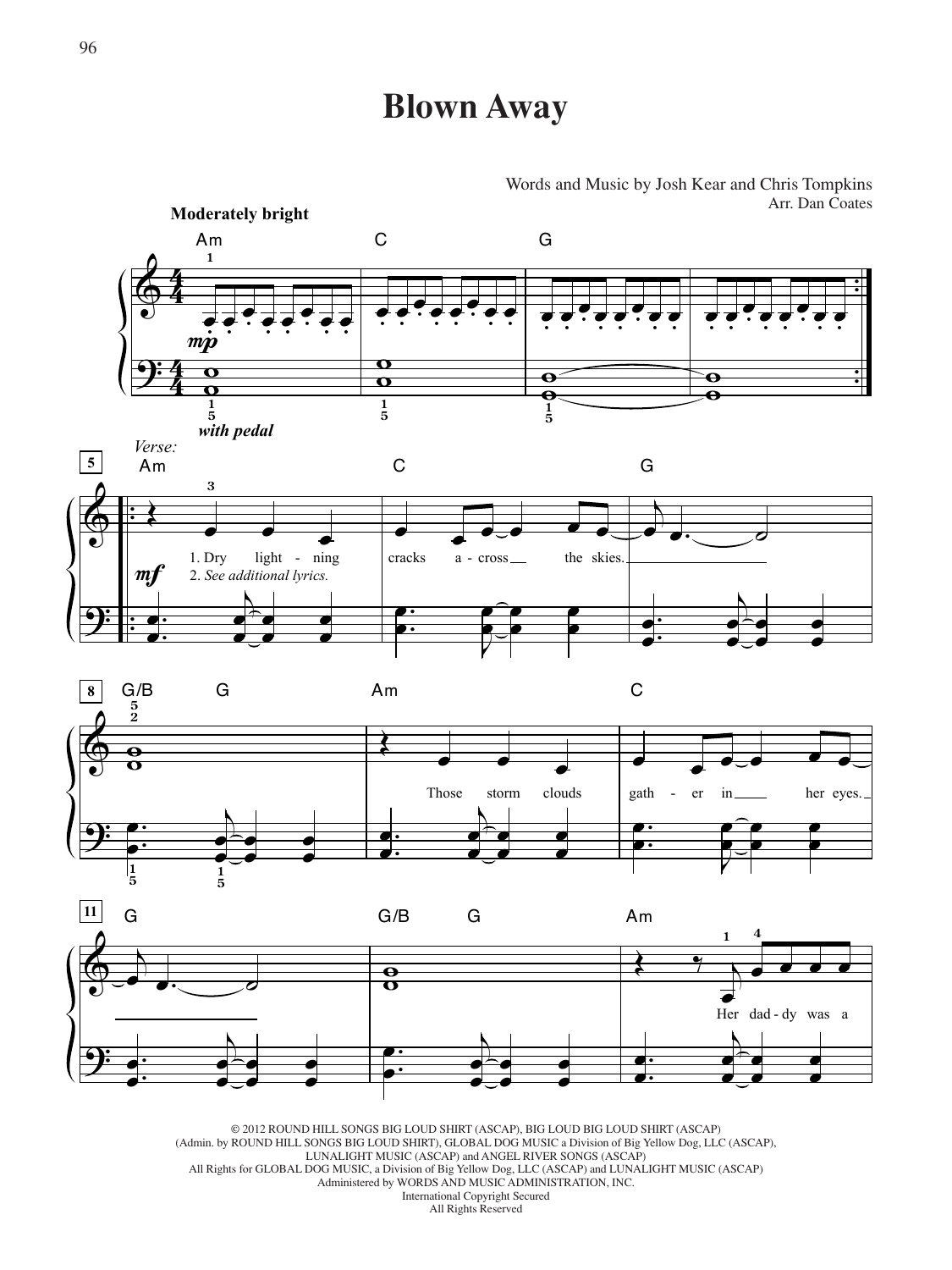# Blown Away

Words and Music by Josh Kear and Chris Tompkins
Arr. Dan Coates

**Moderately bright**

Am C G

*with pedal*

*Verse:*

Am C G

1. Dry light - ning cracks a - cross the skies.
2. *See additional lyrics.*

G/B G Am C

Those storm clouds gath - er in her eyes.

G G/B G Am

Her dad - dy was a

© 2012 ROUND HILL SONGS BIG LOUD SHIRT (ASCAP), BIG LOUD BIG LOUD SHIRT (ASCAP)
(Admin. by ROUND HILL SONGS BIG LOUD SHIRT), GLOBAL DOG MUSIC a Division of Big Yellow Dog, LLC (ASCAP),
LUNALIGHT MUSIC (ASCAP) and ANGEL RIVER SONGS (ASCAP)
All Rights for GLOBAL DOG MUSIC, a Division of Big Yellow Dog, LLC (ASCAP) and LUNALIGHT MUSIC (ASCAP)
Administered by WORDS AND MUSIC ADMINISTRATION, INC.
International Copyright Secured
All Rights Reserved